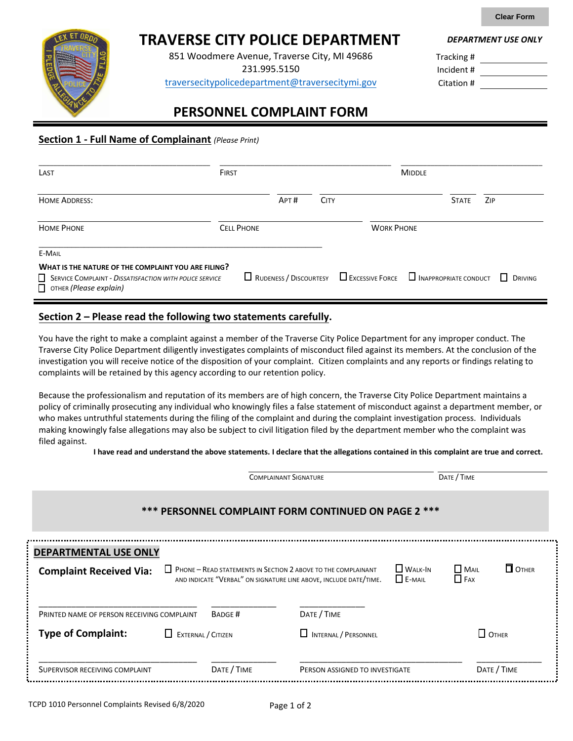Clear Form

# TRAVERSE CITY POLICE DEPARTMENT

851 Woodmere Avenue, Traverse City, MI 49686
231.995.5150
traversecitypolicedepartment@traversecitymi.gov

***DEPARTMENT USE ONLY***

Tracking # ____________
Incident # ____________
Citation # ____________

## PERSONNEL COMPLAINT FORM

### Section 1 - Full Name of Complainant *(Please Print)*

| LAST | FIRST | MIDDLE |
|---|---|---|
| | | |

| HOME ADDRESS: | APT # | CITY | STATE | ZIP |
|---|---|---|---|---|
| | | | | |

| HOME PHONE | CELL PHONE | WORK PHONE |
|---|---|---|
| | | |

E-MAIL ____________________________

**WHAT IS THE NATURE OF THE COMPLAINT YOU ARE FILING?**

- ☐ SERVICE COMPLAINT - *DISSATISFACTION WITH POLICE SERVICE*
- ☐ RUDENESS / DISCOURTESY
- ☐ EXCESSIVE FORCE
- ☐ INAPPROPRIATE CONDUCT
- ☐ DRIVING
- ☐ OTHER *(Please explain)*

### Section 2 – Please read the following two statements carefully.

You have the right to make a complaint against a member of the Traverse City Police Department for any improper conduct. The Traverse City Police Department diligently investigates complaints of misconduct filed against its members. At the conclusion of the investigation you will receive notice of the disposition of your complaint. Citizen complaints and any reports or findings relating to complaints will be retained by this agency according to our retention policy.

Because the professionalism and reputation of its members are of high concern, the Traverse City Police Department maintains a policy of criminally prosecuting any individual who knowingly files a false statement of misconduct against a department member, or who makes untruthful statements during the filing of the complaint and during the complaint investigation process. Individuals making knowingly false allegations may also be subject to civil litigation filed by the department member who the complaint was filed against.

**I have read and understand the above statements. I declare that the allegations contained in this complaint are true and correct.**

| COMPLAINANT SIGNATURE | DATE / TIME |
|---|---|
| | |

**\*\*\* PERSONNEL COMPLAINT FORM CONTINUED ON PAGE 2 \*\*\***

### DEPARTMENTAL USE ONLY

**Complaint Received Via:**

- ☐ PHONE – READ STATEMENTS IN SECTION 2 ABOVE TO THE COMPLAINANT AND INDICATE "VERBAL" ON SIGNATURE LINE ABOVE, INCLUDE DATE/TIME.
- ☐ WALK-IN
- ☐ E-MAIL
- ☐ MAIL
- ☐ FAX
- ☐ OTHER

| PRINTED NAME OF PERSON RECEIVING COMPLAINT | BADGE # | DATE / TIME |
|---|---|---|
| | | |

**Type of Complaint:** ☐ EXTERNAL / CITIZEN ☐ INTERNAL / PERSONNEL ☐ OTHER

| SUPERVISOR RECEIVING COMPLAINT | DATE / TIME | PERSON ASSIGNED TO INVESTIGATE | DATE / TIME |
|---|---|---|---|
| | | | |

TCPD 1010 Personnel Complaints Revised 6/8/2020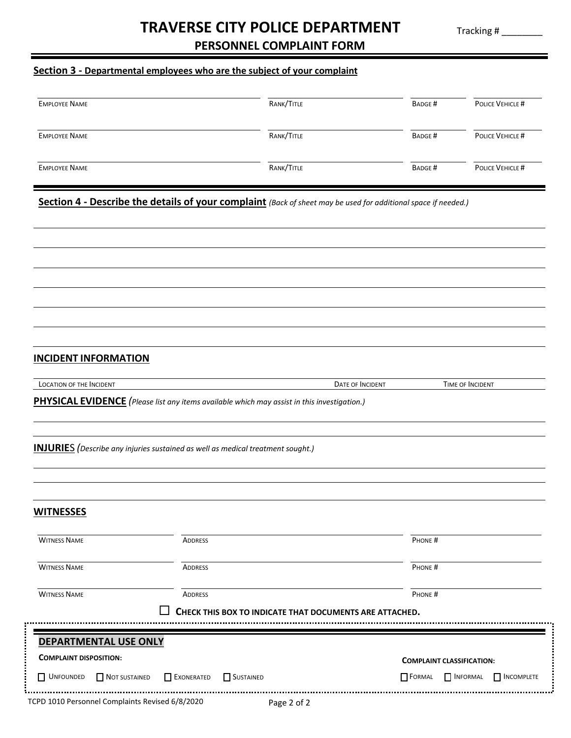# TRAVERSE CITY POLICE DEPARTMENT

Tracking # ________

## PERSONNEL COMPLAINT FORM

**Section 3 - Departmental employees who are the subject of your complaint**

| Employee Name | Rank/Title | Badge # | Police Vehicle # |
|---|---|---|---|
| | | | |
| | | | |
| | | | |

**Section 4 - Describe the details of your complaint** *(Back of sheet may be used for additional space if needed.)*

**INCIDENT INFORMATION**

| Location of the Incident | Date of Incident | Time of Incident |
|---|---|---|
| | | |

**PHYSICAL EVIDENCE** *(Please list any items available which may assist in this investigation.)*

**INJURIES** *(Describe any injuries sustained as well as medical treatment sought.)*

**WITNESSES**

| Witness Name | Address | Phone # |
|---|---|---|
| | | |
| | | |
| | | |

☐ **CHECK THIS BOX TO INDICATE THAT DOCUMENTS ARE ATTACHED.**

**DEPARTMENTAL USE ONLY**

**COMPLAINT DISPOSITION:**

☐ Unfounded ☐ Not sustained ☐ Exonerated ☐ Sustained

**COMPLAINT CLASSIFICATION:**

☐ Formal ☐ Informal ☐ Incomplete

TCPD 1010 Personnel Complaints Revised 6/8/2020